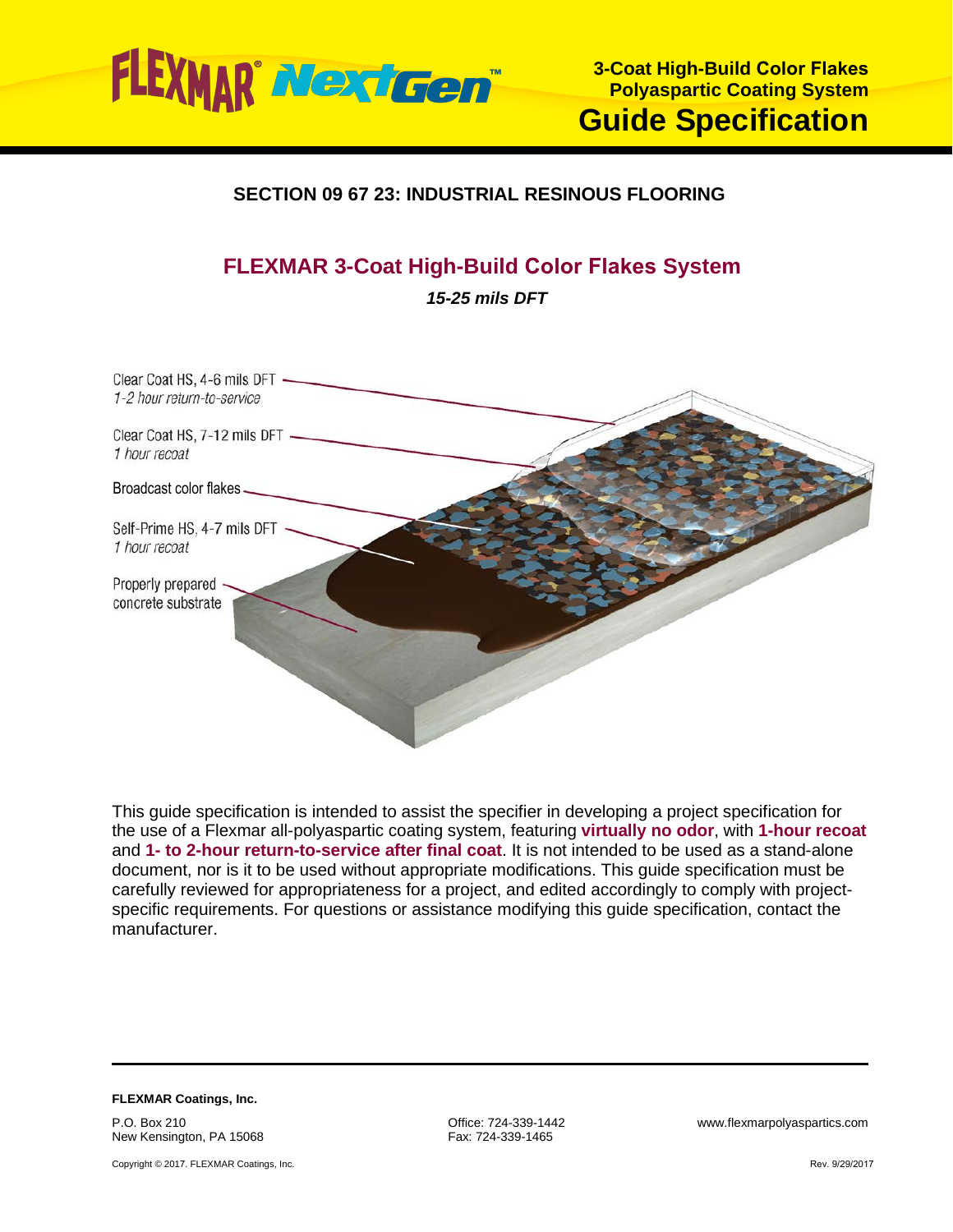FLEXMAR® NextGen™

**3-Coat High-Build Color Flakes Polyaspartic Coating System**

# Guide Specification

## SECTION 09 67 23: INDUSTRIAL RESINOUS FLOORING

## FLEXMAR 3-Coat High-Build Color Flakes System

***15-25 mils DFT***

Clear Coat HS, 4-6 mils DFT
*1-2 hour return-to-service*

Clear Coat HS, 7-12 mils DFT
*1 hour recoat*

Broadcast color flakes

Self-Prime HS, 4-7 mils DFT
*1 hour recoat*

Properly prepared concrete substrate

This guide specification is intended to assist the specifier in developing a project specification for the use of a Flexmar all-polyaspartic coating system, featuring **virtually no odor**, with **1-hour recoat** and **1- to 2-hour return-to-service after final coat**. It is not intended to be used as a stand-alone document, nor is it to be used without appropriate modifications. This guide specification must be carefully reviewed for appropriateness for a project, and edited accordingly to comply with project-specific requirements. For questions or assistance modifying this guide specification, contact the manufacturer.

**FLEXMAR Coatings, Inc.**

P.O. Box 210
New Kensington, PA 15068

Office: 724-339-1442
Fax: 724-339-1465

www.flexmarpolyaspartics.com

Copyright © 2017. FLEXMAR Coatings, Inc.

Rev. 9/29/2017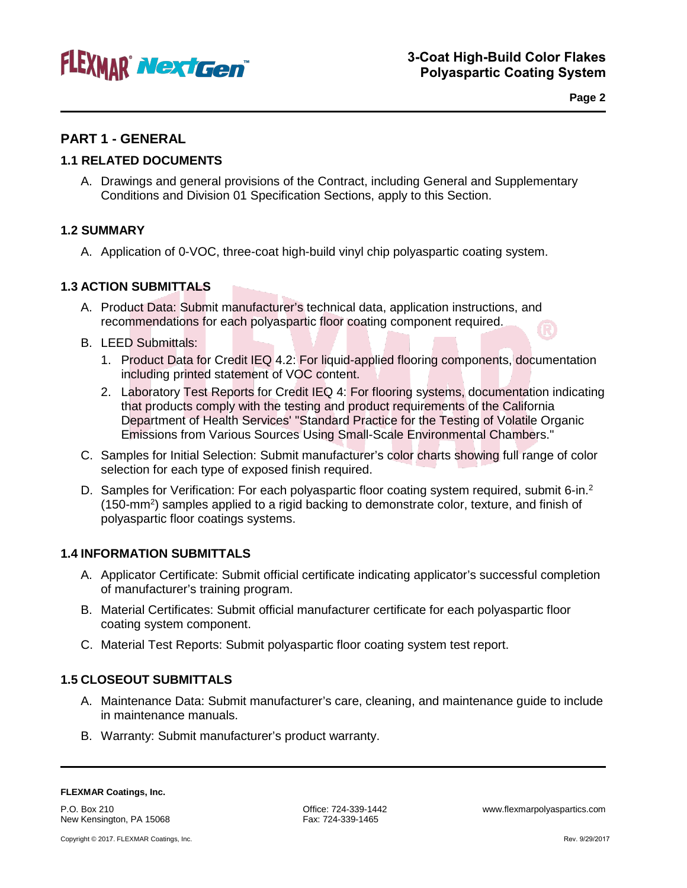## PART 1 - GENERAL

### 1.1 RELATED DOCUMENTS

A. Drawings and general provisions of the Contract, including General and Supplementary Conditions and Division 01 Specification Sections, apply to this Section.

### 1.2 SUMMARY

A. Application of 0-VOC, three-coat high-build vinyl chip polyaspartic coating system.

### 1.3 ACTION SUBMITTALS

A. Product Data: Submit manufacturer's technical data, application instructions, and recommendations for each polyaspartic floor coating component required.

B. LEED Submittals:

1. Product Data for Credit IEQ 4.2: For liquid-applied flooring components, documentation including printed statement of VOC content.
2. Laboratory Test Reports for Credit IEQ 4: For flooring systems, documentation indicating that products comply with the testing and product requirements of the California Department of Health Services' "Standard Practice for the Testing of Volatile Organic Emissions from Various Sources Using Small-Scale Environmental Chambers."

C. Samples for Initial Selection: Submit manufacturer's color charts showing full range of color selection for each type of exposed finish required.

D. Samples for Verification: For each polyaspartic floor coating system required, submit 6-in.$^2$ (150-mm$^2$) samples applied to a rigid backing to demonstrate color, texture, and finish of polyaspartic floor coatings systems.

### 1.4 INFORMATION SUBMITTALS

A. Applicator Certificate: Submit official certificate indicating applicator's successful completion of manufacturer's training program.

B. Material Certificates: Submit official manufacturer certificate for each polyaspartic floor coating system component.

C. Material Test Reports: Submit polyaspartic floor coating system test report.

### 1.5 CLOSEOUT SUBMITTALS

A. Maintenance Data: Submit manufacturer's care, cleaning, and maintenance guide to include in maintenance manuals.

B. Warranty: Submit manufacturer's product warranty.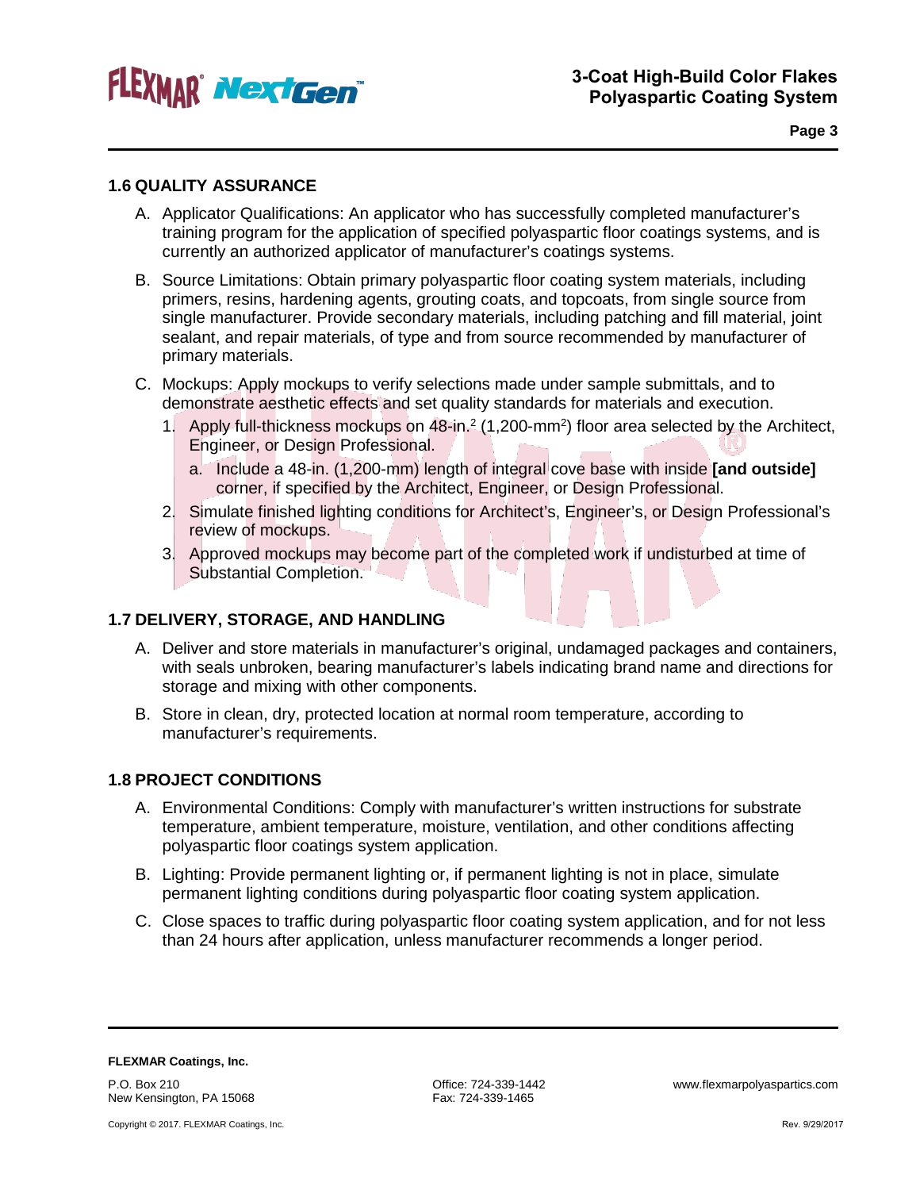## 1.6 QUALITY ASSURANCE

A. Applicator Qualifications: An applicator who has successfully completed manufacturer's training program for the application of specified polyaspartic floor coatings systems, and is currently an authorized applicator of manufacturer's coatings systems.

B. Source Limitations: Obtain primary polyaspartic floor coating system materials, including primers, resins, hardening agents, grouting coats, and topcoats, from single source from single manufacturer. Provide secondary materials, including patching and fill material, joint sealant, and repair materials, of type and from source recommended by manufacturer of primary materials.

C. Mockups: Apply mockups to verify selections made under sample submittals, and to demonstrate aesthetic effects and set quality standards for materials and execution.

   1. Apply full-thickness mockups on 48-in.$^2$ (1,200-mm$^2$) floor area selected by the Architect, Engineer, or Design Professional.

      a. Include a 48-in. (1,200-mm) length of integral cove base with inside **[and outside]** corner, if specified by the Architect, Engineer, or Design Professional.

   2. Simulate finished lighting conditions for Architect's, Engineer's, or Design Professional's review of mockups.

   3. Approved mockups may become part of the completed work if undisturbed at time of Substantial Completion.

## 1.7 DELIVERY, STORAGE, AND HANDLING

A. Deliver and store materials in manufacturer's original, undamaged packages and containers, with seals unbroken, bearing manufacturer's labels indicating brand name and directions for storage and mixing with other components.

B. Store in clean, dry, protected location at normal room temperature, according to manufacturer's requirements.

## 1.8 PROJECT CONDITIONS

A. Environmental Conditions: Comply with manufacturer's written instructions for substrate temperature, ambient temperature, moisture, ventilation, and other conditions affecting polyaspartic floor coatings system application.

B. Lighting: Provide permanent lighting or, if permanent lighting is not in place, simulate permanent lighting conditions during polyaspartic floor coating system application.

C. Close spaces to traffic during polyaspartic floor coating system application, and for not less than 24 hours after application, unless manufacturer recommends a longer period.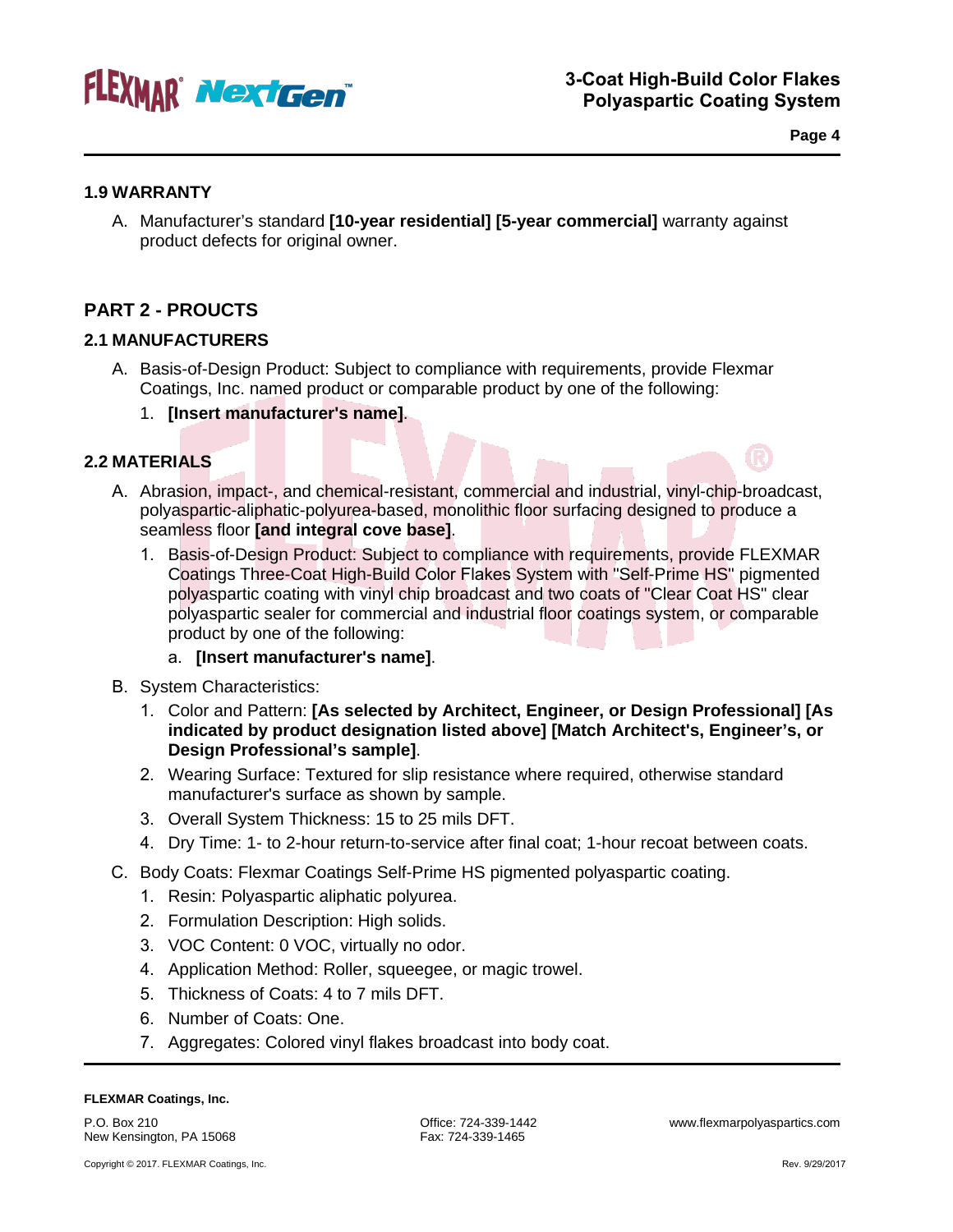## 1.9 WARRANTY

A. Manufacturer's standard **[10-year residential] [5-year commercial]** warranty against product defects for original owner.

# PART 2 - PROUCTS

## 2.1 MANUFACTURERS

A. Basis-of-Design Product: Subject to compliance with requirements, provide Flexmar Coatings, Inc. named product or comparable product by one of the following:

   1. **[Insert manufacturer's name]**.

## 2.2 MATERIALS

A. Abrasion, impact-, and chemical-resistant, commercial and industrial, vinyl-chip-broadcast, polyaspartic-aliphatic-polyurea-based, monolithic floor surfacing designed to produce a seamless floor **[and integral cove base]**.

   1. Basis-of-Design Product: Subject to compliance with requirements, provide FLEXMAR Coatings Three-Coat High-Build Color Flakes System with "Self-Prime HS" pigmented polyaspartic coating with vinyl chip broadcast and two coats of "Clear Coat HS" clear polyaspartic sealer for commercial and industrial floor coatings system, or comparable product by one of the following:

      a. **[Insert manufacturer's name]**.

B. System Characteristics:

   1. Color and Pattern: **[As selected by Architect, Engineer, or Design Professional] [As indicated by product designation listed above] [Match Architect's, Engineer's, or Design Professional's sample]**.
   2. Wearing Surface: Textured for slip resistance where required, otherwise standard manufacturer's surface as shown by sample.
   3. Overall System Thickness: 15 to 25 mils DFT.
   4. Dry Time: 1- to 2-hour return-to-service after final coat; 1-hour recoat between coats.

C. Body Coats: Flexmar Coatings Self-Prime HS pigmented polyaspartic coating.

   1. Resin: Polyaspartic aliphatic polyurea.
   2. Formulation Description: High solids.
   3. VOC Content: 0 VOC, virtually no odor.
   4. Application Method: Roller, squeegee, or magic trowel.
   5. Thickness of Coats: 4 to 7 mils DFT.
   6. Number of Coats: One.
   7. Aggregates: Colored vinyl flakes broadcast into body coat.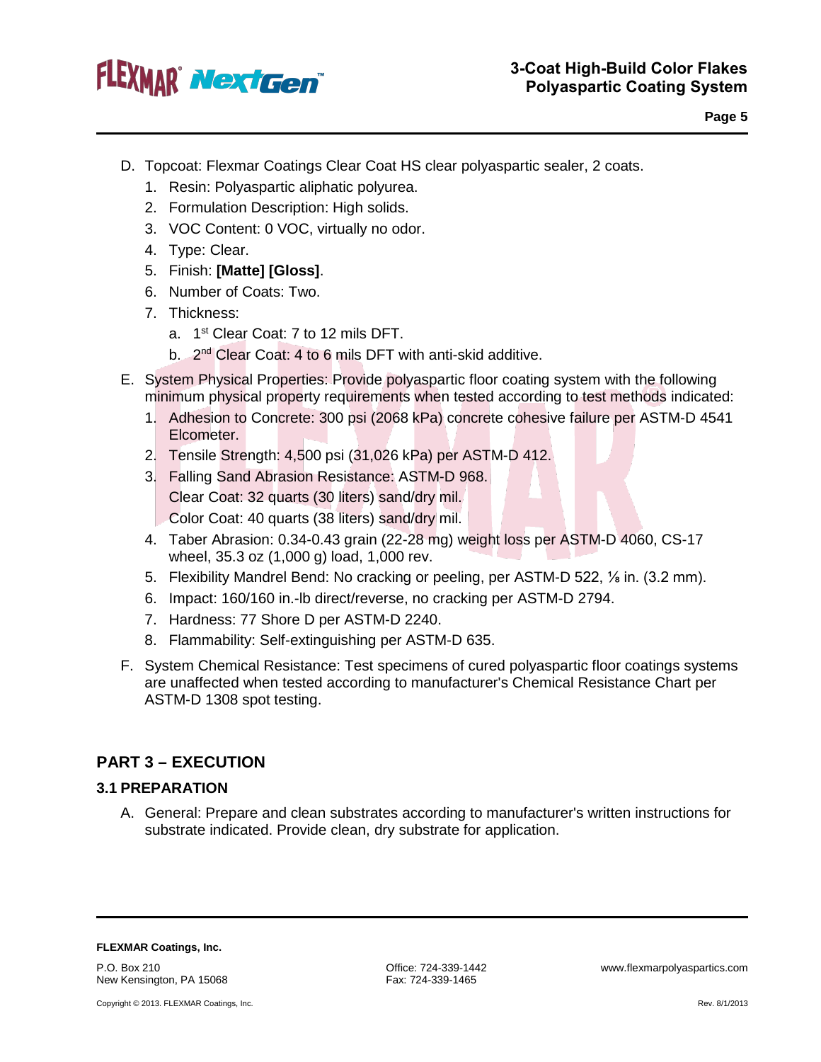D. Topcoat: Flexmar Coatings Clear Coat HS clear polyaspartic sealer, 2 coats.
   1. Resin: Polyaspartic aliphatic polyurea.
   2. Formulation Description: High solids.
   3. VOC Content: 0 VOC, virtually no odor.
   4. Type: Clear.
   5. Finish: **[Matte] [Gloss]**.
   6. Number of Coats: Two.
   7. Thickness:
      a. 1st Clear Coat: 7 to 12 mils DFT.
      b. 2nd Clear Coat: 4 to 6 mils DFT with anti-skid additive.

E. System Physical Properties: Provide polyaspartic floor coating system with the following minimum physical property requirements when tested according to test methods indicated:
   1. Adhesion to Concrete: 300 psi (2068 kPa) concrete cohesive failure per ASTM-D 4541 Elcometer.
   2. Tensile Strength: 4,500 psi (31,026 kPa) per ASTM-D 412.
   3. Falling Sand Abrasion Resistance: ASTM-D 968.
      Clear Coat: 32 quarts (30 liters) sand/dry mil.
      Color Coat: 40 quarts (38 liters) sand/dry mil.
   4. Taber Abrasion: 0.34-0.43 grain (22-28 mg) weight loss per ASTM-D 4060, CS-17 wheel, 35.3 oz (1,000 g) load, 1,000 rev.
   5. Flexibility Mandrel Bend: No cracking or peeling, per ASTM-D 522, ⅛ in. (3.2 mm).
   6. Impact: 160/160 in.-lb direct/reverse, no cracking per ASTM-D 2794.
   7. Hardness: 77 Shore D per ASTM-D 2240.
   8. Flammability: Self-extinguishing per ASTM-D 635.

F. System Chemical Resistance: Test specimens of cured polyaspartic floor coatings systems are unaffected when tested according to manufacturer's Chemical Resistance Chart per ASTM-D 1308 spot testing.

## PART 3 – EXECUTION

### 3.1 PREPARATION

A. General: Prepare and clean substrates according to manufacturer's written instructions for substrate indicated. Provide clean, dry substrate for application.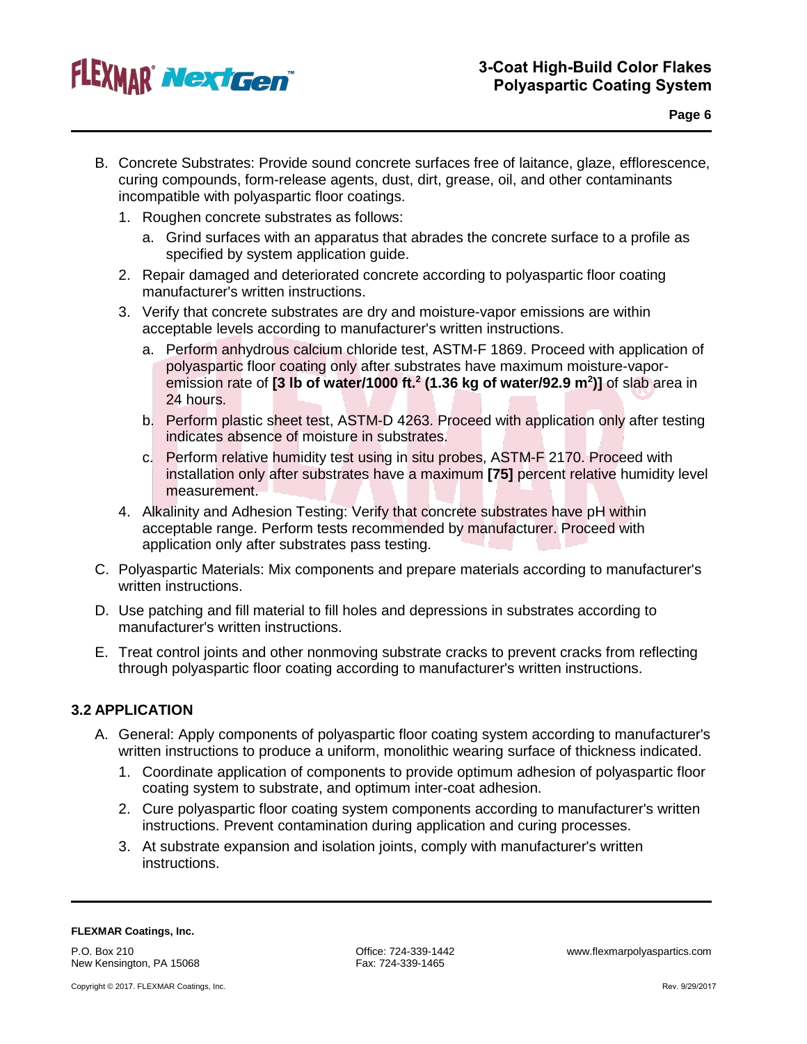B. Concrete Substrates: Provide sound concrete surfaces free of laitance, glaze, efflorescence, curing compounds, form-release agents, dust, dirt, grease, oil, and other contaminants incompatible with polyaspartic floor coatings.

   1. Roughen concrete substrates as follows:

      a. Grind surfaces with an apparatus that abrades the concrete surface to a profile as specified by system application guide.

   2. Repair damaged and deteriorated concrete according to polyaspartic floor coating manufacturer's written instructions.

   3. Verify that concrete substrates are dry and moisture-vapor emissions are within acceptable levels according to manufacturer's written instructions.

      a. Perform anhydrous calcium chloride test, ASTM-F 1869. Proceed with application of polyaspartic floor coating only after substrates have maximum moisture-vapor-emission rate of **[3 lb of water/1000 ft.$^2$ (1.36 kg of water/92.9 m$^2$)]** of slab area in 24 hours.

      b. Perform plastic sheet test, ASTM-D 4263. Proceed with application only after testing indicates absence of moisture in substrates.

      c. Perform relative humidity test using in situ probes, ASTM-F 2170. Proceed with installation only after substrates have a maximum **[75]** percent relative humidity level measurement.

   4. Alkalinity and Adhesion Testing: Verify that concrete substrates have pH within acceptable range. Perform tests recommended by manufacturer. Proceed with application only after substrates pass testing.

C. Polyaspartic Materials: Mix components and prepare materials according to manufacturer's written instructions.

D. Use patching and fill material to fill holes and depressions in substrates according to manufacturer's written instructions.

E. Treat control joints and other nonmoving substrate cracks to prevent cracks from reflecting through polyaspartic floor coating according to manufacturer's written instructions.

### 3.2 APPLICATION

A. General: Apply components of polyaspartic floor coating system according to manufacturer's written instructions to produce a uniform, monolithic wearing surface of thickness indicated.

   1. Coordinate application of components to provide optimum adhesion of polyaspartic floor coating system to substrate, and optimum inter-coat adhesion.

   2. Cure polyaspartic floor coating system components according to manufacturer's written instructions. Prevent contamination during application and curing processes.

   3. At substrate expansion and isolation joints, comply with manufacturer's written instructions.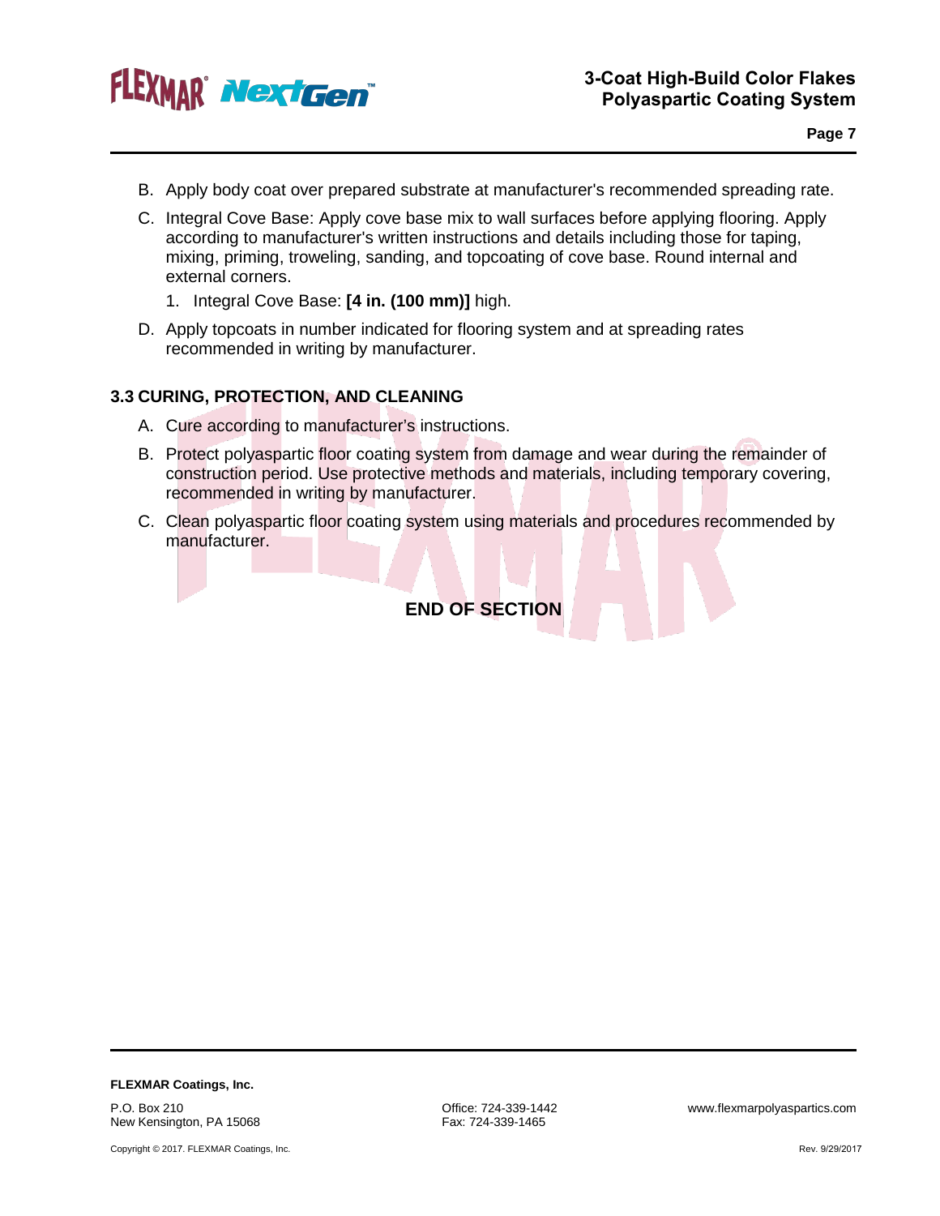B. Apply body coat over prepared substrate at manufacturer's recommended spreading rate.

C. Integral Cove Base: Apply cove base mix to wall surfaces before applying flooring. Apply according to manufacturer's written instructions and details including those for taping, mixing, priming, troweling, sanding, and topcoating of cove base. Round internal and external corners.

   1. Integral Cove Base: **[4 in. (100 mm)]** high.

D. Apply topcoats in number indicated for flooring system and at spreading rates recommended in writing by manufacturer.

### 3.3 CURING, PROTECTION, AND CLEANING

A. Cure according to manufacturer's instructions.

B. Protect polyaspartic floor coating system from damage and wear during the remainder of construction period. Use protective methods and materials, including temporary covering, recommended in writing by manufacturer.

C. Clean polyaspartic floor coating system using materials and procedures recommended by manufacturer.

**END OF SECTION**